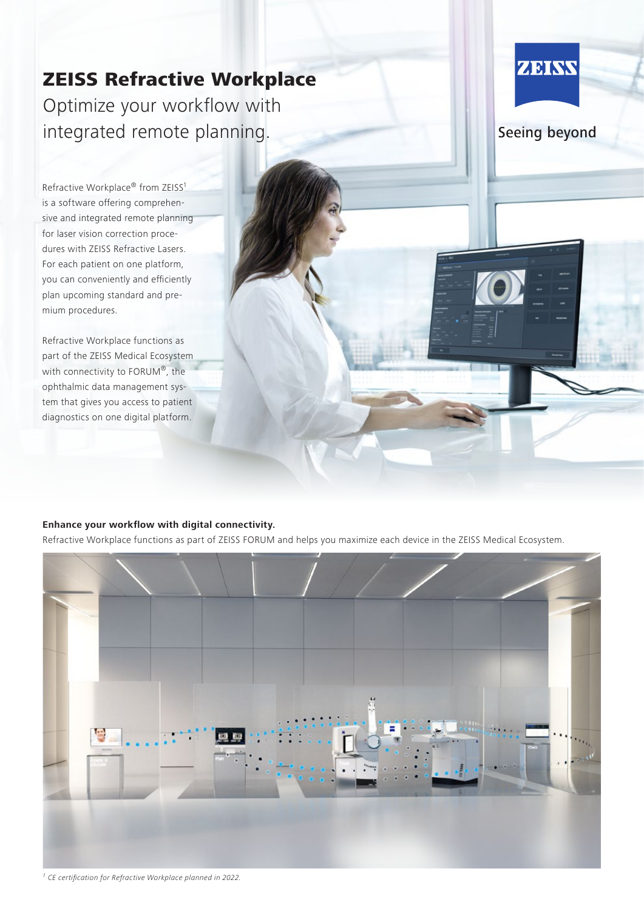# ZEISS Refractive Workplace

## Optimize your workflow with integrated remote planning.

ZEISS

Seeing beyond

Refractive Workplace® from ZEISS[1] is a software offering comprehensive and integrated remote planning for laser vision correction procedures with ZEISS Refractive Lasers. For each patient on one platform, you can conveniently and efficiently plan upcoming standard and premium procedures.

Refractive Workplace functions as part of the ZEISS Medical Ecosystem with connectivity to FORUM®, the ophthalmic data management system that gives you access to patient diagnostics on one digital platform.

**Enhance your workflow with digital connectivity.**

Refractive Workplace functions as part of ZEISS FORUM and helps you maximize each device in the ZEISS Medical Ecosystem.

*[1] CE certification for Refractive Workplace planned in 2022.*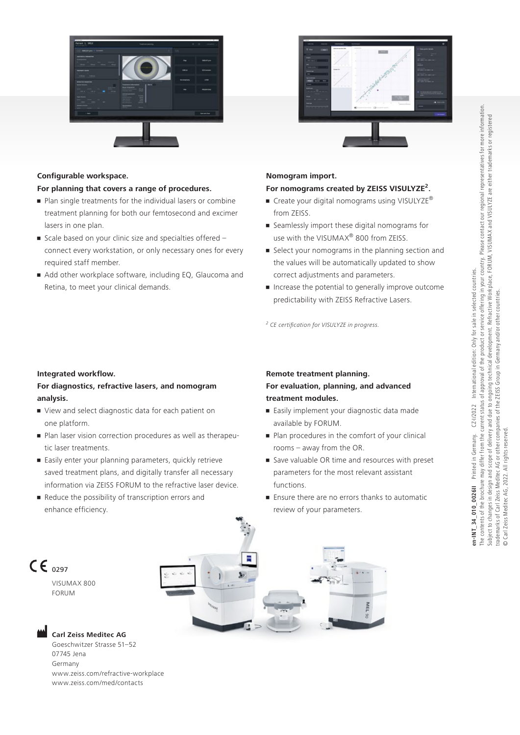**Configurable workspace.**
**For planning that covers a range of procedures.**

- Plan single treatments for the individual lasers or combine treatment planning for both our femtosecond and excimer lasers in one plan.
- Scale based on your clinic size and specialties offered – connect every workstation, or only necessary ones for every required staff member.
- Add other workplace software, including EQ, Glaucoma and Retina, to meet your clinical demands.

**Nomogram import.**
**For nomograms created by ZEISS VISULYZE[2].**

- Create your digital nomograms using VISULYZE® from ZEISS.
- Seamlessly import these digital nomograms for use with the VISUMAX® 800 from ZEISS.
- Select your nomograms in the planning section and the values will be automatically updated to show correct adjustments and parameters.
- Increase the potential to generally improve outcome predictability with ZEISS Refractive Lasers.

[2] *CE certification for VISULYZE in progress.*

**Integrated workflow.**
**For diagnostics, refractive lasers, and nomogram analysis.**

- View and select diagnostic data for each patient on one platform.
- Plan laser vision correction procedures as well as therapeutic laser treatments.
- Easily enter your planning parameters, quickly retrieve saved treatment plans, and digitally transfer all necessary information via ZEISS FORUM to the refractive laser device.
- Reduce the possibility of transcription errors and enhance efficiency.

**Remote treatment planning.**
**For evaluation, planning, and advanced treatment modules.**

- Easily implement your diagnostic data made available by FORUM.
- Plan procedures in the comfort of your clinical rooms – away from the OR.
- Save valuable OR time and resources with preset parameters for the most relevant assistant functions.
- Ensure there are no errors thanks to automatic review of your parameters.

CE 0297
VISUMAX 800
FORUM

**Carl Zeiss Meditec AG**
Goeschwitzer Strasse 51–52
07745 Jena
Germany
www.zeiss.com/refractive-workplace
www.zeiss.com/med/contacts

**en-INT_34_010_0026II** Printed in Germany. CZ-I/2022 International edition: Only for sale in selected countries.
The contents of the brochure may differ from the current status of approval of the product or service offering in your country. Please contact our regional representatives for more information.
Subject to changes in design and scope of delivery and due to ongoing technical development. Refractive Workplace, FORUM, VISUMAX and VISULYZE are either trademarks or registered trademarks of Carl Zeiss Meditec AG or other companies of the ZEISS Group in Germany and/or other countries.
© Carl Zeiss Meditec AG, 2022. All rights reserved.